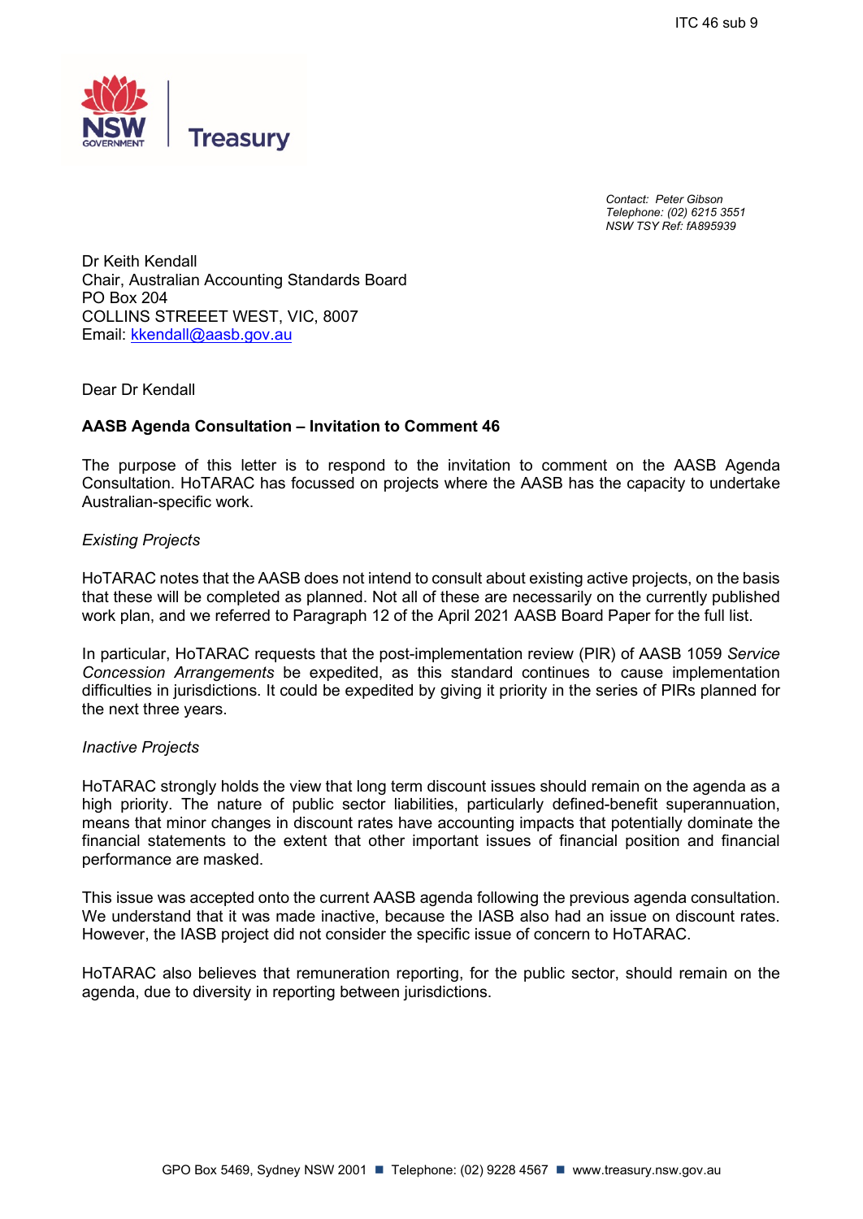ITC 46 sub 9

NSW GOVERNMENT | Treasury

*Contact: Peter Gibson*
*Telephone: (02) 6215 3551*
*NSW TSY Ref: fA895939*

Dr Keith Kendall
Chair, Australian Accounting Standards Board
PO Box 204
COLLINS STREEET WEST, VIC, 8007
Email: kkendall@aasb.gov.au

Dear Dr Kendall

**AASB Agenda Consultation – Invitation to Comment 46**

The purpose of this letter is to respond to the invitation to comment on the AASB Agenda Consultation. HoTARAC has focussed on projects where the AASB has the capacity to undertake Australian-specific work.

*Existing Projects*

HoTARAC notes that the AASB does not intend to consult about existing active projects, on the basis that these will be completed as planned. Not all of these are necessarily on the currently published work plan, and we referred to Paragraph 12 of the April 2021 AASB Board Paper for the full list.

In particular, HoTARAC requests that the post-implementation review (PIR) of AASB 1059 *Service Concession Arrangements* be expedited, as this standard continues to cause implementation difficulties in jurisdictions. It could be expedited by giving it priority in the series of PIRs planned for the next three years.

*Inactive Projects*

HoTARAC strongly holds the view that long term discount issues should remain on the agenda as a high priority. The nature of public sector liabilities, particularly defined-benefit superannuation, means that minor changes in discount rates have accounting impacts that potentially dominate the financial statements to the extent that other important issues of financial position and financial performance are masked.

This issue was accepted onto the current AASB agenda following the previous agenda consultation. We understand that it was made inactive, because the IASB also had an issue on discount rates. However, the IASB project did not consider the specific issue of concern to HoTARAC.

HoTARAC also believes that remuneration reporting, for the public sector, should remain on the agenda, due to diversity in reporting between jurisdictions.

GPO Box 5469, Sydney NSW 2001 ■ Telephone: (02) 9228 4567 ■ www.treasury.nsw.gov.au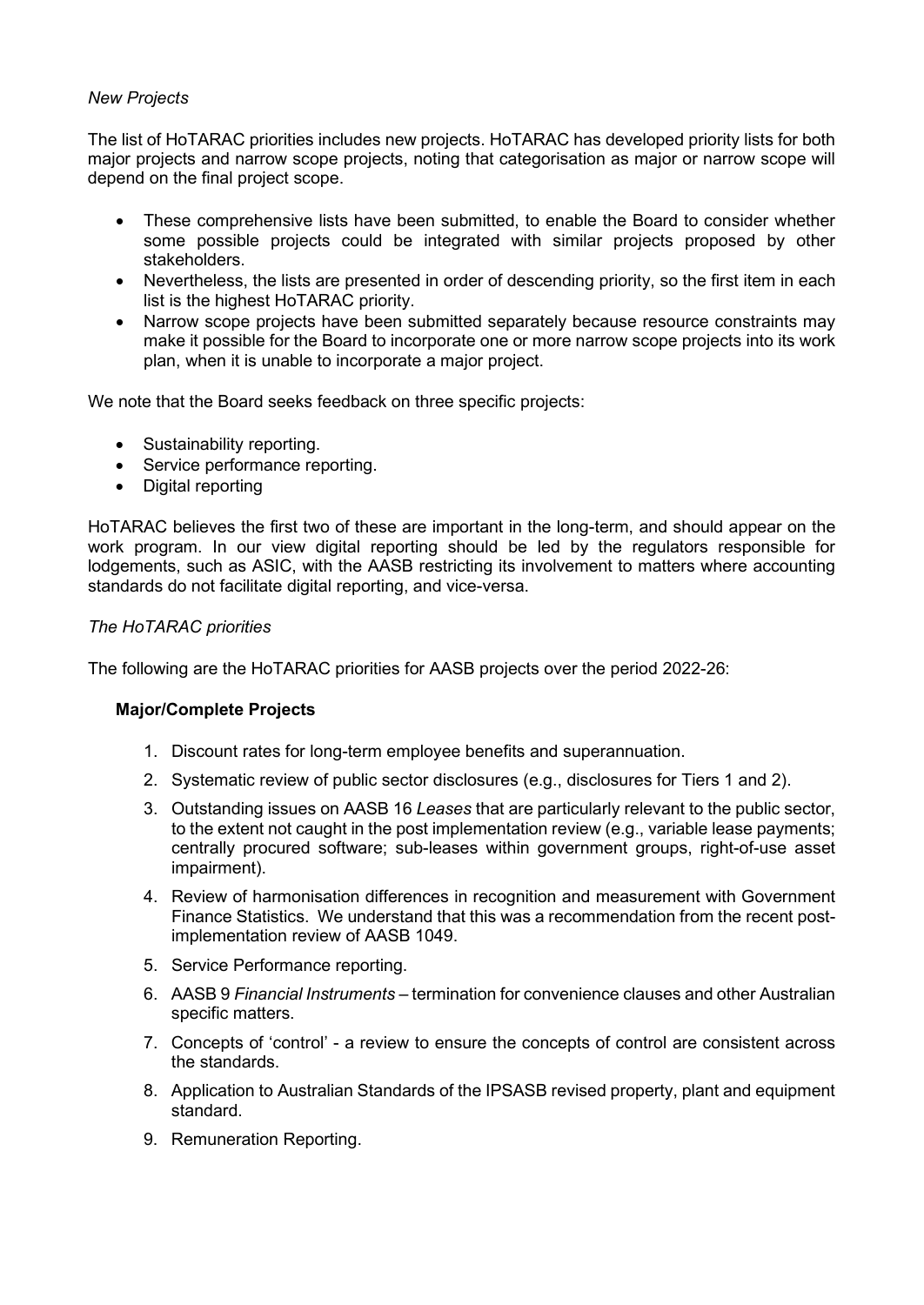*New Projects*

The list of HoTARAC priorities includes new projects. HoTARAC has developed priority lists for both major projects and narrow scope projects, noting that categorisation as major or narrow scope will depend on the final project scope.

- These comprehensive lists have been submitted, to enable the Board to consider whether some possible projects could be integrated with similar projects proposed by other stakeholders.
- Nevertheless, the lists are presented in order of descending priority, so the first item in each list is the highest HoTARAC priority.
- Narrow scope projects have been submitted separately because resource constraints may make it possible for the Board to incorporate one or more narrow scope projects into its work plan, when it is unable to incorporate a major project.

We note that the Board seeks feedback on three specific projects:

- Sustainability reporting.
- Service performance reporting.
- Digital reporting

HoTARAC believes the first two of these are important in the long-term, and should appear on the work program. In our view digital reporting should be led by the regulators responsible for lodgements, such as ASIC, with the AASB restricting its involvement to matters where accounting standards do not facilitate digital reporting, and vice-versa.

*The HoTARAC priorities*

The following are the HoTARAC priorities for AASB projects over the period 2022-26:

**Major/Complete Projects**

1. Discount rates for long-term employee benefits and superannuation.
2. Systematic review of public sector disclosures (e.g., disclosures for Tiers 1 and 2).
3. Outstanding issues on AASB 16 *Leases* that are particularly relevant to the public sector, to the extent not caught in the post implementation review (e.g., variable lease payments; centrally procured software; sub-leases within government groups, right-of-use asset impairment).
4. Review of harmonisation differences in recognition and measurement with Government Finance Statistics. We understand that this was a recommendation from the recent post-implementation review of AASB 1049.
5. Service Performance reporting.
6. AASB 9 *Financial Instruments* – termination for convenience clauses and other Australian specific matters.
7. Concepts of 'control' - a review to ensure the concepts of control are consistent across the standards.
8. Application to Australian Standards of the IPSASB revised property, plant and equipment standard.
9. Remuneration Reporting.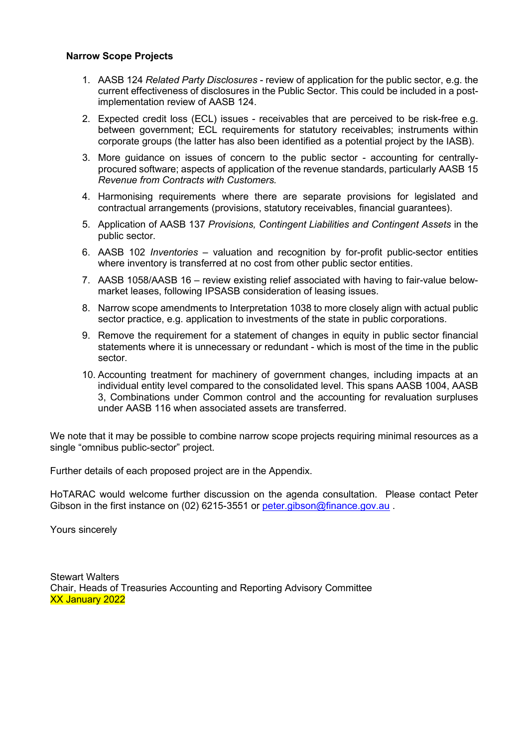**Narrow Scope Projects**

1. AASB 124 *Related Party Disclosures* - review of application for the public sector, e.g. the current effectiveness of disclosures in the Public Sector. This could be included in a post-implementation review of AASB 124.
2. Expected credit loss (ECL) issues - receivables that are perceived to be risk-free e.g. between government; ECL requirements for statutory receivables; instruments within corporate groups (the latter has also been identified as a potential project by the IASB).
3. More guidance on issues of concern to the public sector - accounting for centrally-procured software; aspects of application of the revenue standards, particularly AASB 15 *Revenue from Contracts with Customers.*
4. Harmonising requirements where there are separate provisions for legislated and contractual arrangements (provisions, statutory receivables, financial guarantees).
5. Application of AASB 137 *Provisions, Contingent Liabilities and Contingent Assets* in the public sector.
6. AASB 102 *Inventories* – valuation and recognition by for-profit public-sector entities where inventory is transferred at no cost from other public sector entities.
7. AASB 1058/AASB 16 – review existing relief associated with having to fair-value below-market leases, following IPSASB consideration of leasing issues.
8. Narrow scope amendments to Interpretation 1038 to more closely align with actual public sector practice, e.g. application to investments of the state in public corporations.
9. Remove the requirement for a statement of changes in equity in public sector financial statements where it is unnecessary or redundant - which is most of the time in the public sector.
10. Accounting treatment for machinery of government changes, including impacts at an individual entity level compared to the consolidated level. This spans AASB 1004, AASB 3, Combinations under Common control and the accounting for revaluation surpluses under AASB 116 when associated assets are transferred.

We note that it may be possible to combine narrow scope projects requiring minimal resources as a single "omnibus public-sector" project.

Further details of each proposed project are in the Appendix.

HoTARAC would welcome further discussion on the agenda consultation. Please contact Peter Gibson in the first instance on (02) 6215-3551 or [peter.gibson@finance.gov.au](mailto:peter.gibson@finance.gov.au) .

Yours sincerely

Stewart Walters  
Chair, Heads of Treasuries Accounting and Reporting Advisory Committee  
XX January 2022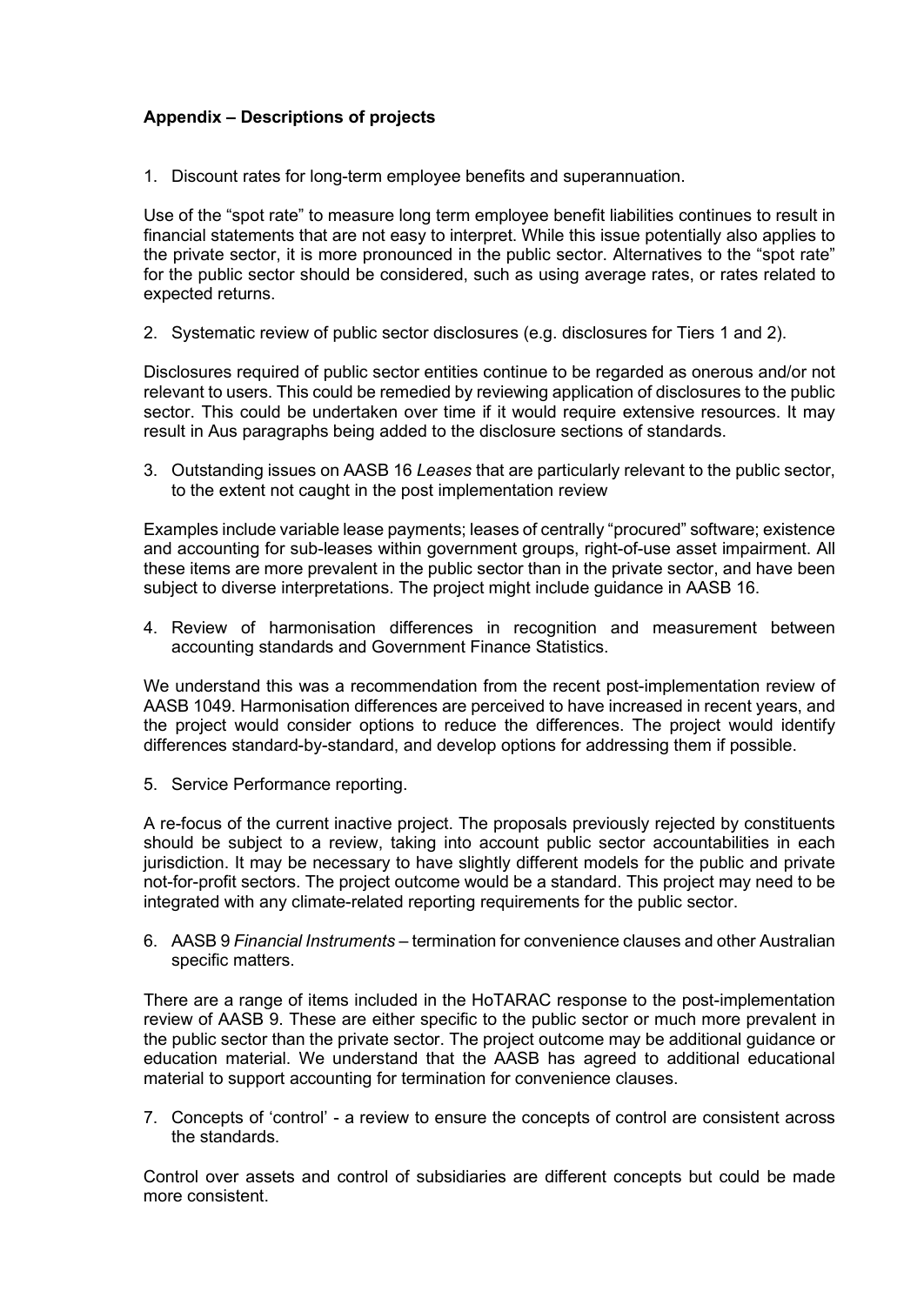**Appendix – Descriptions of projects**

1. Discount rates for long-term employee benefits and superannuation.

Use of the "spot rate" to measure long term employee benefit liabilities continues to result in financial statements that are not easy to interpret. While this issue potentially also applies to the private sector, it is more pronounced in the public sector. Alternatives to the "spot rate" for the public sector should be considered, such as using average rates, or rates related to expected returns.

2. Systematic review of public sector disclosures (e.g. disclosures for Tiers 1 and 2).

Disclosures required of public sector entities continue to be regarded as onerous and/or not relevant to users. This could be remedied by reviewing application of disclosures to the public sector. This could be undertaken over time if it would require extensive resources. It may result in Aus paragraphs being added to the disclosure sections of standards.

3. Outstanding issues on AASB 16 *Leases* that are particularly relevant to the public sector, to the extent not caught in the post implementation review

Examples include variable lease payments; leases of centrally "procured" software; existence and accounting for sub-leases within government groups, right-of-use asset impairment. All these items are more prevalent in the public sector than in the private sector, and have been subject to diverse interpretations. The project might include guidance in AASB 16.

4. Review of harmonisation differences in recognition and measurement between accounting standards and Government Finance Statistics.

We understand this was a recommendation from the recent post-implementation review of AASB 1049. Harmonisation differences are perceived to have increased in recent years, and the project would consider options to reduce the differences. The project would identify differences standard-by-standard, and develop options for addressing them if possible.

5. Service Performance reporting.

A re-focus of the current inactive project. The proposals previously rejected by constituents should be subject to a review, taking into account public sector accountabilities in each jurisdiction. It may be necessary to have slightly different models for the public and private not-for-profit sectors. The project outcome would be a standard. This project may need to be integrated with any climate-related reporting requirements for the public sector.

6. AASB 9 *Financial Instruments* – termination for convenience clauses and other Australian specific matters.

There are a range of items included in the HoTARAC response to the post-implementation review of AASB 9. These are either specific to the public sector or much more prevalent in the public sector than the private sector. The project outcome may be additional guidance or education material. We understand that the AASB has agreed to additional educational material to support accounting for termination for convenience clauses.

7. Concepts of 'control' - a review to ensure the concepts of control are consistent across the standards.

Control over assets and control of subsidiaries are different concepts but could be made more consistent.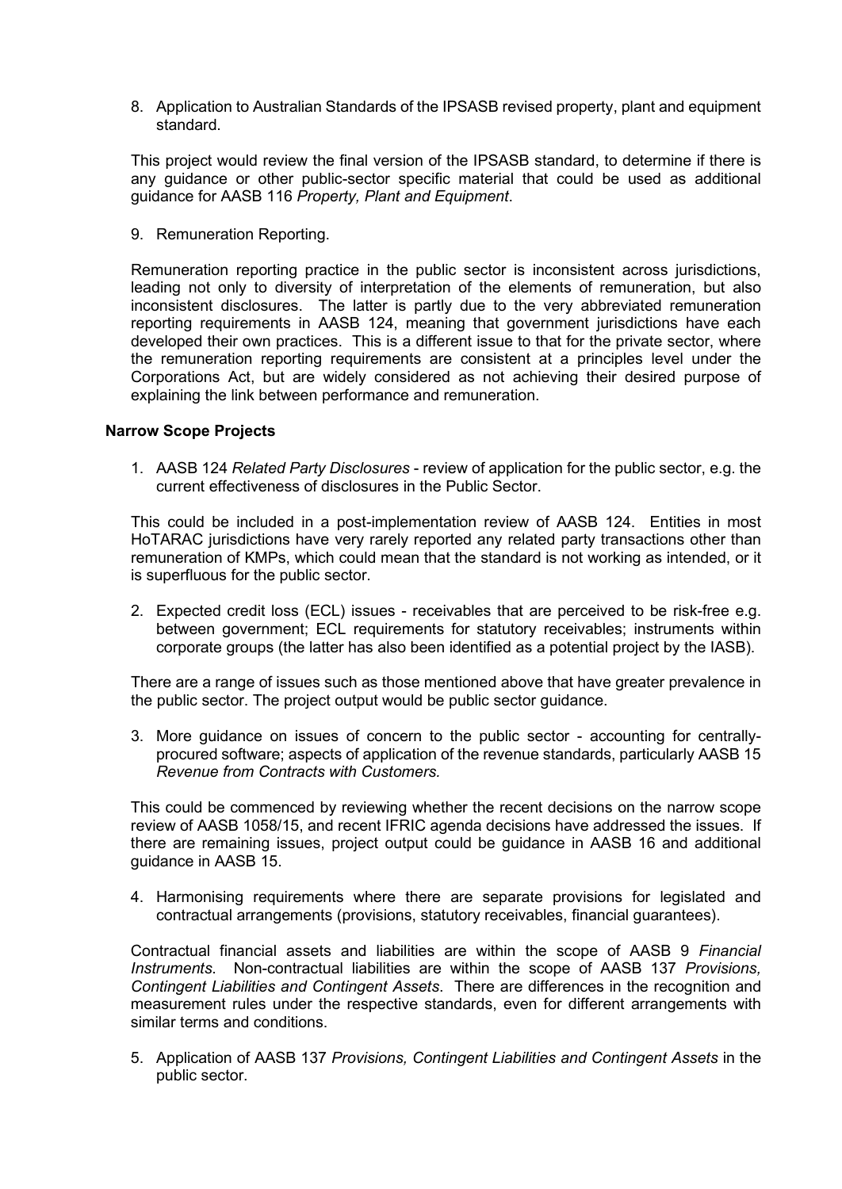8. Application to Australian Standards of the IPSASB revised property, plant and equipment standard.

This project would review the final version of the IPSASB standard, to determine if there is any guidance or other public-sector specific material that could be used as additional guidance for AASB 116 *Property, Plant and Equipment*.

9. Remuneration Reporting.

Remuneration reporting practice in the public sector is inconsistent across jurisdictions, leading not only to diversity of interpretation of the elements of remuneration, but also inconsistent disclosures. The latter is partly due to the very abbreviated remuneration reporting requirements in AASB 124, meaning that government jurisdictions have each developed their own practices. This is a different issue to that for the private sector, where the remuneration reporting requirements are consistent at a principles level under the Corporations Act, but are widely considered as not achieving their desired purpose of explaining the link between performance and remuneration.

**Narrow Scope Projects**

1. AASB 124 *Related Party Disclosures* - review of application for the public sector, e.g. the current effectiveness of disclosures in the Public Sector.

This could be included in a post-implementation review of AASB 124. Entities in most HoTARAC jurisdictions have very rarely reported any related party transactions other than remuneration of KMPs, which could mean that the standard is not working as intended, or it is superfluous for the public sector.

2. Expected credit loss (ECL) issues - receivables that are perceived to be risk-free e.g. between government; ECL requirements for statutory receivables; instruments within corporate groups (the latter has also been identified as a potential project by the IASB).

There are a range of issues such as those mentioned above that have greater prevalence in the public sector. The project output would be public sector guidance.

3. More guidance on issues of concern to the public sector - accounting for centrally-procured software; aspects of application of the revenue standards, particularly AASB 15 *Revenue from Contracts with Customers.*

This could be commenced by reviewing whether the recent decisions on the narrow scope review of AASB 1058/15, and recent IFRIC agenda decisions have addressed the issues. If there are remaining issues, project output could be guidance in AASB 16 and additional guidance in AASB 15.

4. Harmonising requirements where there are separate provisions for legislated and contractual arrangements (provisions, statutory receivables, financial guarantees).

Contractual financial assets and liabilities are within the scope of AASB 9 *Financial Instruments*. Non-contractual liabilities are within the scope of AASB 137 *Provisions, Contingent Liabilities and Contingent Assets*. There are differences in the recognition and measurement rules under the respective standards, even for different arrangements with similar terms and conditions.

5. Application of AASB 137 *Provisions, Contingent Liabilities and Contingent Assets* in the public sector.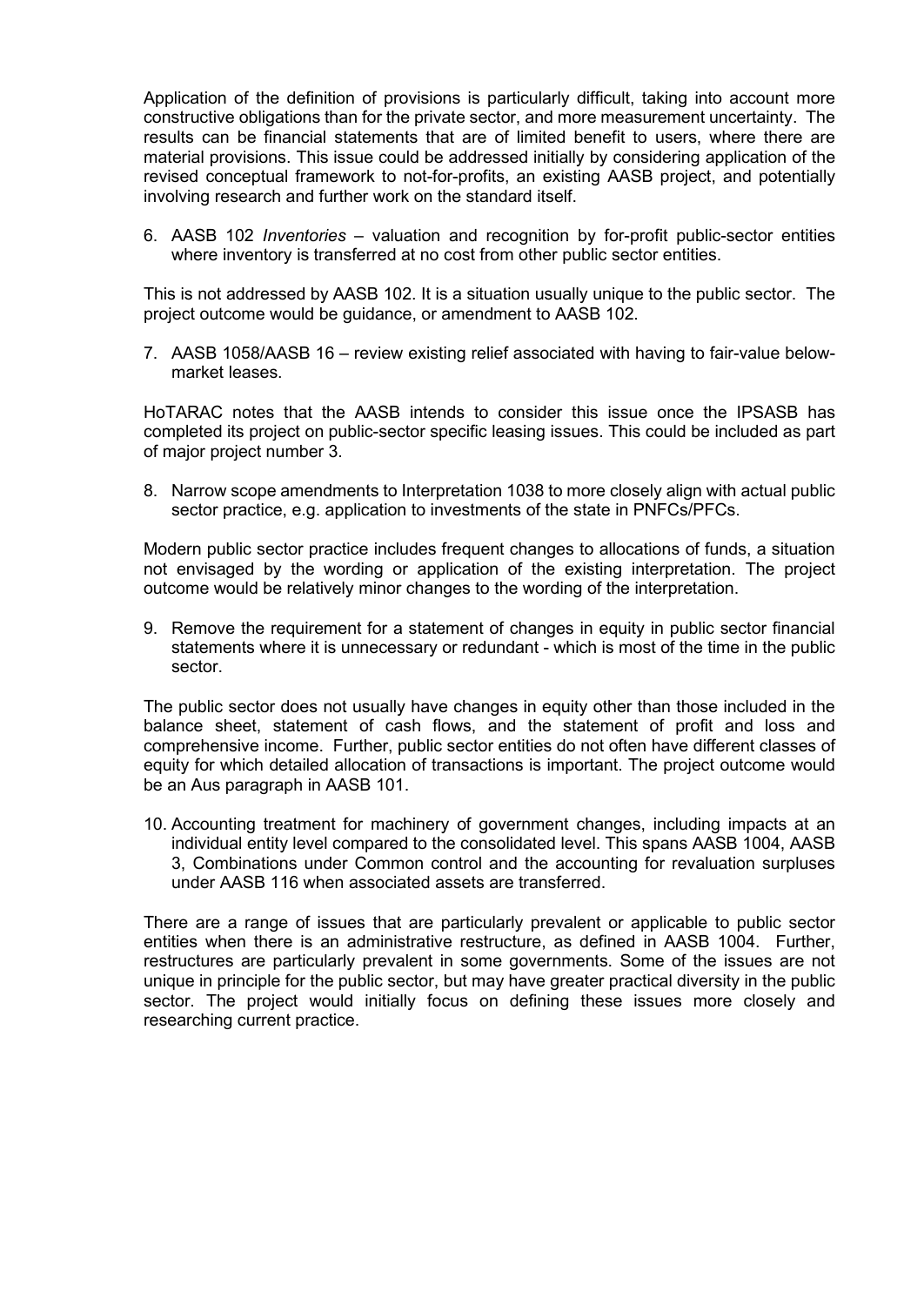Application of the definition of provisions is particularly difficult, taking into account more constructive obligations than for the private sector, and more measurement uncertainty. The results can be financial statements that are of limited benefit to users, where there are material provisions. This issue could be addressed initially by considering application of the revised conceptual framework to not-for-profits, an existing AASB project, and potentially involving research and further work on the standard itself.

6. AASB 102 *Inventories* – valuation and recognition by for-profit public-sector entities where inventory is transferred at no cost from other public sector entities.

This is not addressed by AASB 102. It is a situation usually unique to the public sector. The project outcome would be guidance, or amendment to AASB 102.

7. AASB 1058/AASB 16 – review existing relief associated with having to fair-value below-market leases.

HoTARAC notes that the AASB intends to consider this issue once the IPSASB has completed its project on public-sector specific leasing issues. This could be included as part of major project number 3.

8. Narrow scope amendments to Interpretation 1038 to more closely align with actual public sector practice, e.g. application to investments of the state in PNFCs/PFCs.

Modern public sector practice includes frequent changes to allocations of funds, a situation not envisaged by the wording or application of the existing interpretation. The project outcome would be relatively minor changes to the wording of the interpretation.

9. Remove the requirement for a statement of changes in equity in public sector financial statements where it is unnecessary or redundant - which is most of the time in the public sector.

The public sector does not usually have changes in equity other than those included in the balance sheet, statement of cash flows, and the statement of profit and loss and comprehensive income. Further, public sector entities do not often have different classes of equity for which detailed allocation of transactions is important. The project outcome would be an Aus paragraph in AASB 101.

10. Accounting treatment for machinery of government changes, including impacts at an individual entity level compared to the consolidated level. This spans AASB 1004, AASB 3, Combinations under Common control and the accounting for revaluation surpluses under AASB 116 when associated assets are transferred.

There are a range of issues that are particularly prevalent or applicable to public sector entities when there is an administrative restructure, as defined in AASB 1004. Further, restructures are particularly prevalent in some governments. Some of the issues are not unique in principle for the public sector, but may have greater practical diversity in the public sector. The project would initially focus on defining these issues more closely and researching current practice.